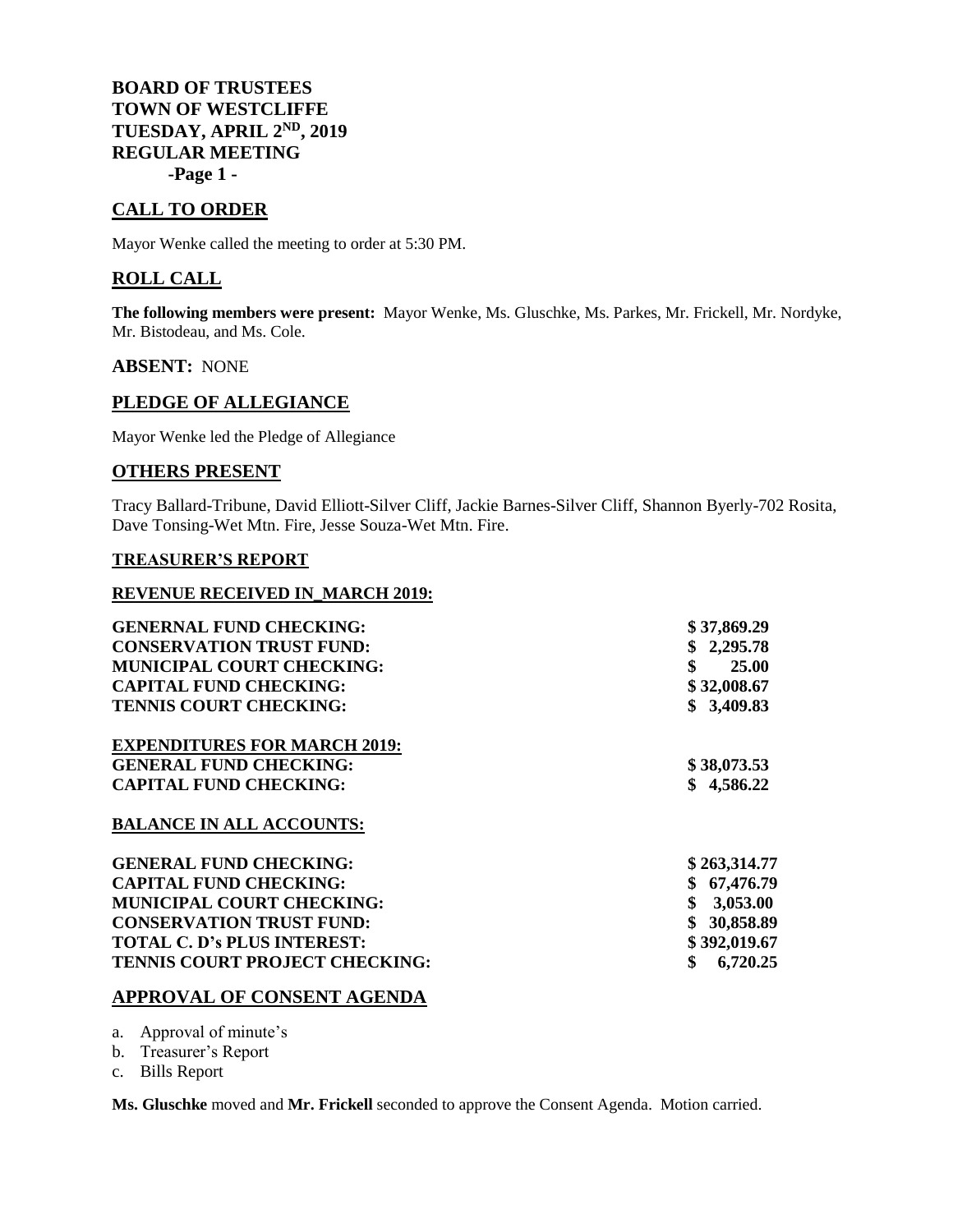**BOARD OF TRUSTEES**
**TOWN OF WESTCLIFFE**
**TUESDAY, APRIL 2ND, 2019**
**REGULAR MEETING**
**-Page 1 -**

## CALL TO ORDER

Mayor Wenke called the meeting to order at 5:30 PM.

## ROLL CALL

**The following members were present:** Mayor Wenke, Ms. Gluschke, Ms. Parkes, Mr. Frickell, Mr. Nordyke, Mr. Bistodeau, and Ms. Cole.

**ABSENT:** NONE

## PLEDGE OF ALLEGIANCE

Mayor Wenke led the Pledge of Allegiance

## OTHERS PRESENT

Tracy Ballard-Tribune, David Elliott-Silver Cliff, Jackie Barnes-Silver Cliff, Shannon Byerly-702 Rosita, Dave Tonsing-Wet Mtn. Fire, Jesse Souza-Wet Mtn. Fire.

### TREASURER'S REPORT

### REVENUE RECEIVED IN_MARCH 2019:

| | |
|---|---|
| **GENERNAL FUND CHECKING:** | **$ 37,869.29** |
| **CONSERVATION TRUST FUND:** | **$ 2,295.78** |
| **MUNICIPAL COURT CHECKING:** | **$ 25.00** |
| **CAPITAL FUND CHECKING:** | **$ 32,008.67** |
| **TENNIS COURT CHECKING:** | **$ 3,409.83** |

**EXPENDITURES FOR MARCH 2019:**

| | |
|---|---|
| **GENERAL FUND CHECKING:** | **$ 38,073.53** |
| **CAPITAL FUND CHECKING:** | **$ 4,586.22** |

**BALANCE IN ALL ACCOUNTS:**

| | |
|---|---|
| **GENERAL FUND CHECKING:** | **$ 263,314.77** |
| **CAPITAL FUND CHECKING:** | **$ 67,476.79** |
| **MUNICIPAL COURT CHECKING:** | **$ 3,053.00** |
| **CONSERVATION TRUST FUND:** | **$ 30,858.89** |
| **TOTAL C. D's PLUS INTEREST:** | **$ 392,019.67** |
| **TENNIS COURT PROJECT CHECKING:** | **$ 6,720.25** |

## APPROVAL OF CONSENT AGENDA

a. Approval of minute's
b. Treasurer's Report
c. Bills Report

**Ms. Gluschke** moved and **Mr. Frickell** seconded to approve the Consent Agenda. Motion carried.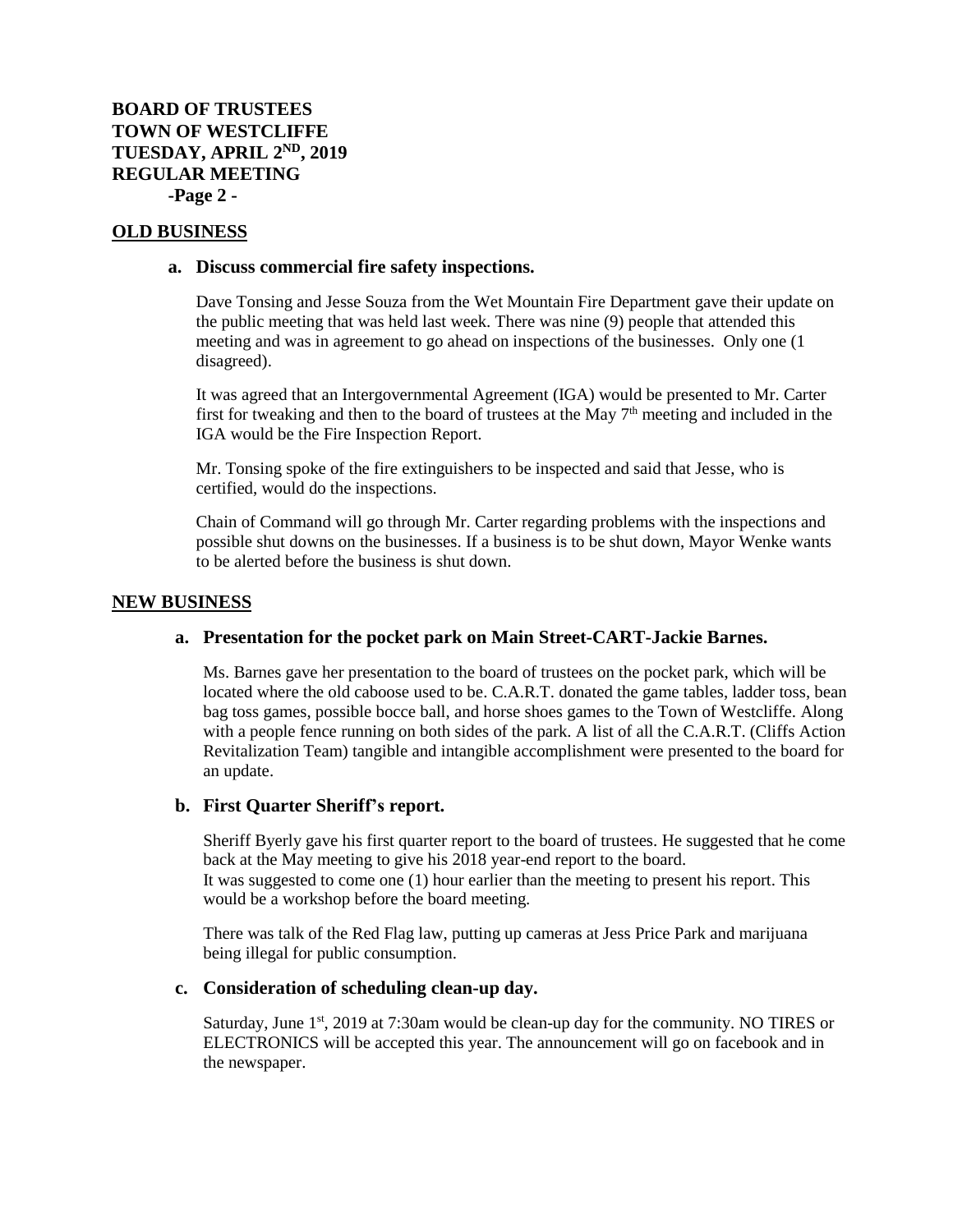**BOARD OF TRUSTEES**
**TOWN OF WESTCLIFFE**
**TUESDAY, APRIL 2ND, 2019**
**REGULAR MEETING**
**-Page 2 -**

## OLD BUSINESS

### a. Discuss commercial fire safety inspections.

Dave Tonsing and Jesse Souza from the Wet Mountain Fire Department gave their update on the public meeting that was held last week. There was nine (9) people that attended this meeting and was in agreement to go ahead on inspections of the businesses. Only one (1 disagreed).

It was agreed that an Intergovernmental Agreement (IGA) would be presented to Mr. Carter first for tweaking and then to the board of trustees at the May 7th meeting and included in the IGA would be the Fire Inspection Report.

Mr. Tonsing spoke of the fire extinguishers to be inspected and said that Jesse, who is certified, would do the inspections.

Chain of Command will go through Mr. Carter regarding problems with the inspections and possible shut downs on the businesses. If a business is to be shut down, Mayor Wenke wants to be alerted before the business is shut down.

## NEW BUSINESS

### a. Presentation for the pocket park on Main Street-CART-Jackie Barnes.

Ms. Barnes gave her presentation to the board of trustees on the pocket park, which will be located where the old caboose used to be. C.A.R.T. donated the game tables, ladder toss, bean bag toss games, possible bocce ball, and horse shoes games to the Town of Westcliffe. Along with a people fence running on both sides of the park. A list of all the C.A.R.T. (Cliffs Action Revitalization Team) tangible and intangible accomplishment were presented to the board for an update.

### b. First Quarter Sheriff's report.

Sheriff Byerly gave his first quarter report to the board of trustees. He suggested that he come back at the May meeting to give his 2018 year-end report to the board.
It was suggested to come one (1) hour earlier than the meeting to present his report. This would be a workshop before the board meeting.

There was talk of the Red Flag law, putting up cameras at Jess Price Park and marijuana being illegal for public consumption.

### c. Consideration of scheduling clean-up day.

Saturday, June 1st, 2019 at 7:30am would be clean-up day for the community. NO TIRES or ELECTRONICS will be accepted this year. The announcement will go on facebook and in the newspaper.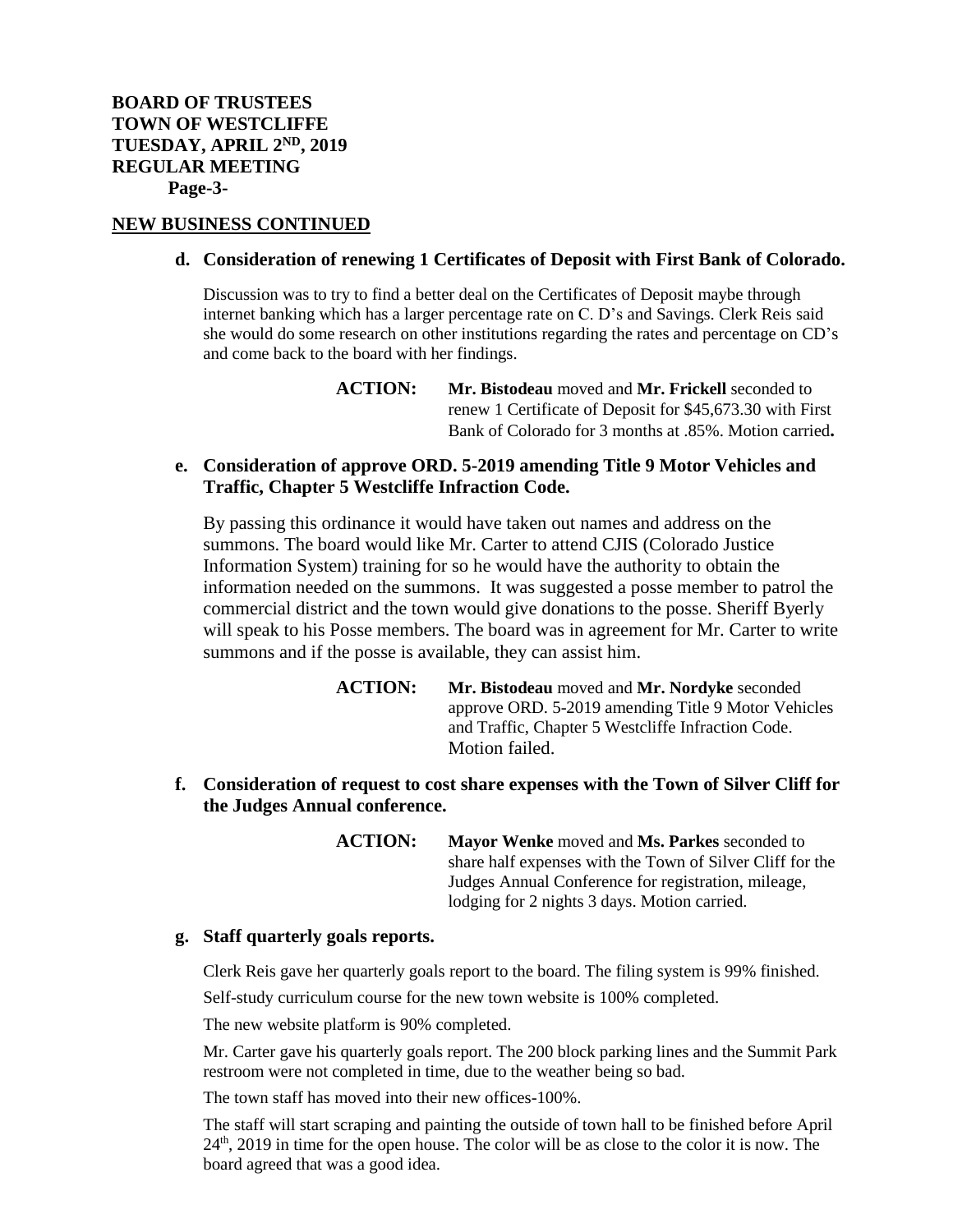**BOARD OF TRUSTEES**
**TOWN OF WESTCLIFFE**
**TUESDAY, APRIL 2ND, 2019**
**REGULAR MEETING**
**Page-3-**

## NEW BUSINESS CONTINUED

**d. Consideration of renewing 1 Certificates of Deposit with First Bank of Colorado.**

Discussion was to try to find a better deal on the Certificates of Deposit maybe through internet banking which has a larger percentage rate on C. D's and Savings. Clerk Reis said she would do some research on other institutions regarding the rates and percentage on CD's and come back to the board with her findings.

> **ACTION:** **Mr. Bistodeau** moved and **Mr. Frickell** seconded to renew 1 Certificate of Deposit for $45,673.30 with First Bank of Colorado for 3 months at .85%. Motion carried**.**

**e. Consideration of approve ORD. 5-2019 amending Title 9 Motor Vehicles and Traffic, Chapter 5 Westcliffe Infraction Code.**

By passing this ordinance it would have taken out names and address on the summons. The board would like Mr. Carter to attend CJIS (Colorado Justice Information System) training for so he would have the authority to obtain the information needed on the summons. It was suggested a posse member to patrol the commercial district and the town would give donations to the posse. Sheriff Byerly will speak to his Posse members. The board was in agreement for Mr. Carter to write summons and if the posse is available, they can assist him.

> **ACTION:** **Mr. Bistodeau** moved and **Mr. Nordyke** seconded approve ORD. 5-2019 amending Title 9 Motor Vehicles and Traffic, Chapter 5 Westcliffe Infraction Code. Motion failed.

**f. Consideration of request to cost share expenses with the Town of Silver Cliff for the Judges Annual conference.**

> **ACTION:** **Mayor Wenke** moved and **Ms. Parkes** seconded to share half expenses with the Town of Silver Cliff for the Judges Annual Conference for registration, mileage, lodging for 2 nights 3 days. Motion carried.

**g. Staff quarterly goals reports.**

Clerk Reis gave her quarterly goals report to the board. The filing system is 99% finished.

Self-study curriculum course for the new town website is 100% completed.

The new website platform is 90% completed.

Mr. Carter gave his quarterly goals report. The 200 block parking lines and the Summit Park restroom were not completed in time, due to the weather being so bad.

The town staff has moved into their new offices-100%.

The staff will start scraping and painting the outside of town hall to be finished before April 24th, 2019 in time for the open house. The color will be as close to the color it is now. The board agreed that was a good idea.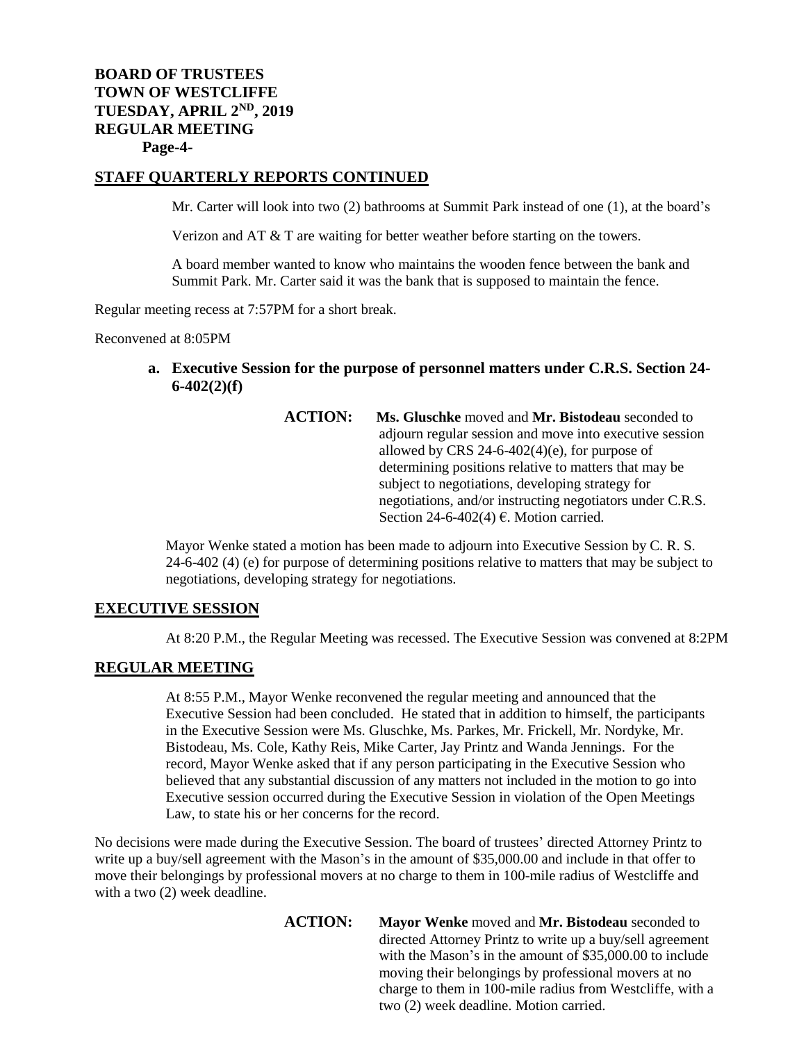## STAFF QUARTERLY REPORTS CONTINUED

Mr. Carter will look into two (2) bathrooms at Summit Park instead of one (1), at the board's

Verizon and AT & T are waiting for better weather before starting on the towers.

A board member wanted to know who maintains the wooden fence between the bank and Summit Park. Mr. Carter said it was the bank that is supposed to maintain the fence.

Regular meeting recess at 7:57PM for a short break.

Reconvened at 8:05PM

**a. Executive Session for the purpose of personnel matters under C.R.S. Section 24-6-402(2)(f)**

**ACTION:** **Ms. Gluschke** moved and **Mr. Bistodeau** seconded to adjourn regular session and move into executive session allowed by CRS 24-6-402(4)(e), for purpose of determining positions relative to matters that may be subject to negotiations, developing strategy for negotiations, and/or instructing negotiators under C.R.S. Section 24-6-402(4) €. Motion carried.

Mayor Wenke stated a motion has been made to adjourn into Executive Session by C. R. S. 24-6-402 (4) (e) for purpose of determining positions relative to matters that may be subject to negotiations, developing strategy for negotiations.

## EXECUTIVE SESSION

At 8:20 P.M., the Regular Meeting was recessed. The Executive Session was convened at 8:2PM

## REGULAR MEETING

At 8:55 P.M., Mayor Wenke reconvened the regular meeting and announced that the Executive Session had been concluded. He stated that in addition to himself, the participants in the Executive Session were Ms. Gluschke, Ms. Parkes, Mr. Frickell, Mr. Nordyke, Mr. Bistodeau, Ms. Cole, Kathy Reis, Mike Carter, Jay Printz and Wanda Jennings. For the record, Mayor Wenke asked that if any person participating in the Executive Session who believed that any substantial discussion of any matters not included in the motion to go into Executive session occurred during the Executive Session in violation of the Open Meetings Law, to state his or her concerns for the record.

No decisions were made during the Executive Session. The board of trustees' directed Attorney Printz to write up a buy/sell agreement with the Mason's in the amount of $35,000.00 and include in that offer to move their belongings by professional movers at no charge to them in 100-mile radius of Westcliffe and with a two (2) week deadline.

**ACTION:** **Mayor Wenke** moved and **Mr. Bistodeau** seconded to directed Attorney Printz to write up a buy/sell agreement with the Mason's in the amount of $35,000.00 to include moving their belongings by professional movers at no charge to them in 100-mile radius from Westcliffe, with a two (2) week deadline. Motion carried.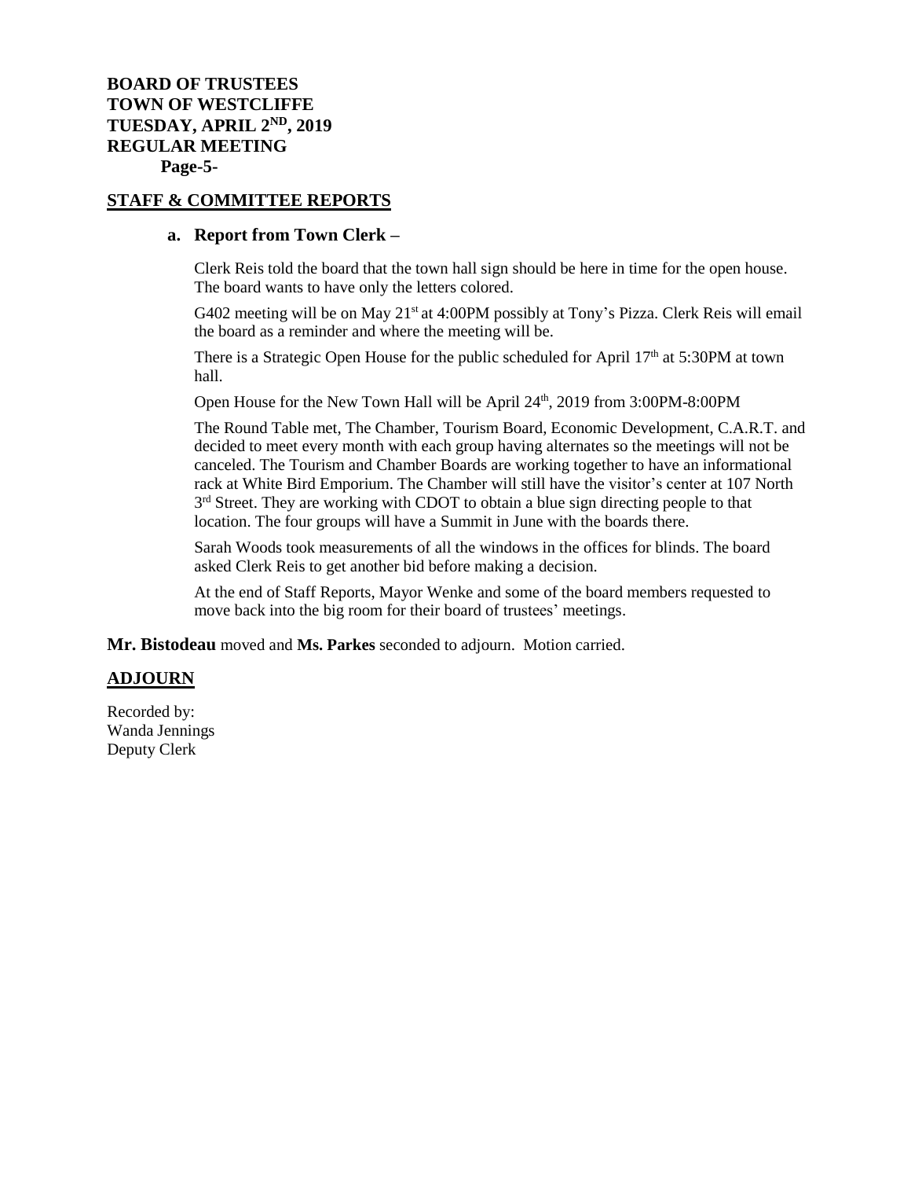## STAFF & COMMITTEE REPORTS

### a. Report from Town Clerk –

Clerk Reis told the board that the town hall sign should be here in time for the open house. The board wants to have only the letters colored.

G402 meeting will be on May 21st at 4:00PM possibly at Tony's Pizza. Clerk Reis will email the board as a reminder and where the meeting will be.

There is a Strategic Open House for the public scheduled for April 17th at 5:30PM at town hall.

Open House for the New Town Hall will be April 24th, 2019 from 3:00PM-8:00PM

The Round Table met, The Chamber, Tourism Board, Economic Development, C.A.R.T. and decided to meet every month with each group having alternates so the meetings will not be canceled. The Tourism and Chamber Boards are working together to have an informational rack at White Bird Emporium. The Chamber will still have the visitor's center at 107 North 3rd Street. They are working with CDOT to obtain a blue sign directing people to that location. The four groups will have a Summit in June with the boards there.

Sarah Woods took measurements of all the windows in the offices for blinds. The board asked Clerk Reis to get another bid before making a decision.

At the end of Staff Reports, Mayor Wenke and some of the board members requested to move back into the big room for their board of trustees' meetings.

**Mr. Bistodeau** moved and **Ms. Parkes** seconded to adjourn. Motion carried.

## ADJOURN

Recorded by:
Wanda Jennings
Deputy Clerk